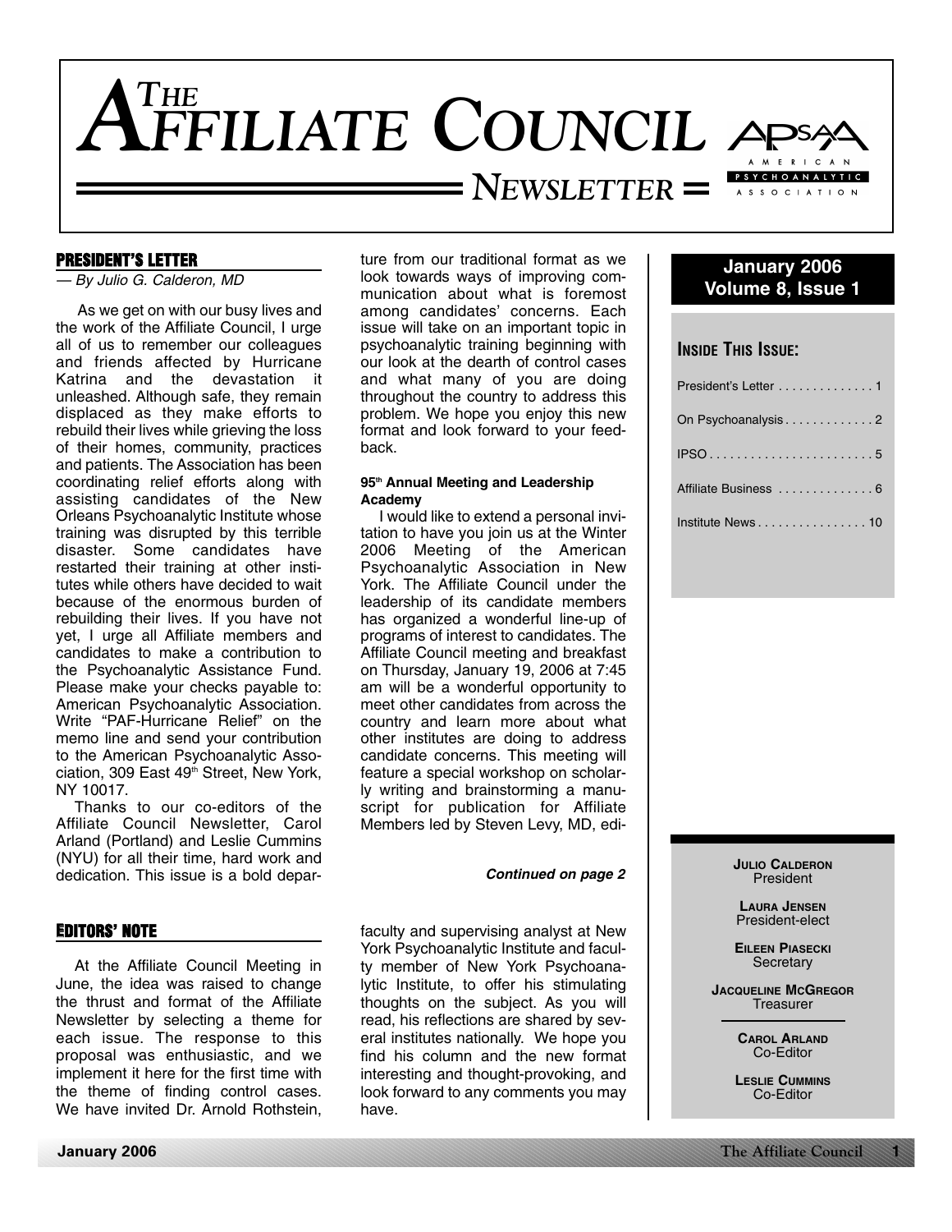# THE AFFILIATE COUNCIL NEWSLETTER

APsaA — American Psychoanalytic Association

**January 2006**
**Volume 8, Issue 1**

## PRESIDENT'S LETTER

*— By Julio G. Calderon, MD*

As we get on with our busy lives and the work of the Affiliate Council, I urge all of us to remember our colleagues and friends affected by Hurricane Katrina and the devastation it unleashed. Although safe, they remain displaced as they make efforts to rebuild their lives while grieving the loss of their homes, community, practices and patients. The Association has been coordinating relief efforts along with assisting candidates of the New Orleans Psychoanalytic Institute whose training was disrupted by this terrible disaster. Some candidates have restarted their training at other institutes while others have decided to wait because of the enormous burden of rebuilding their lives. If you have not yet, I urge all Affiliate members and candidates to make a contribution to the Psychoanalytic Assistance Fund. Please make your checks payable to: American Psychoanalytic Association. Write "PAF-Hurricane Relief" on the memo line and send your contribution to the American Psychoanalytic Association, 309 East 49th Street, New York, NY 10017.

Thanks to our co-editors of the Affiliate Council Newsletter, Carol Arland (Portland) and Leslie Cummins (NYU) for all their time, hard work and dedication. This issue is a bold departure from our traditional format as we look towards ways of improving communication about what is foremost among candidates' concerns. Each issue will take on an important topic in psychoanalytic training beginning with our look at the dearth of control cases and what many of you are doing throughout the country to address this problem. We hope you enjoy this new format and look forward to your feedback.

**95th Annual Meeting and Leadership Academy**

I would like to extend a personal invitation to have you join us at the Winter 2006 Meeting of the American Psychoanalytic Association in New York. The Affiliate Council under the leadership of its candidate members has organized a wonderful line-up of programs of interest to candidates. The Affiliate Council meeting and breakfast on Thursday, January 19, 2006 at 7:45 am will be a wonderful opportunity to meet other candidates from across the country and learn more about what other institutes are doing to address candidate concerns. This meeting will feature a special workshop on scholarly writing and brainstorming a manuscript for publication for Affiliate Members led by Steven Levy, MD, edi-

***Continued on page 2***

## EDITORS' NOTE

At the Affiliate Council Meeting in June, the idea was raised to change the thrust and format of the Affiliate Newsletter by selecting a theme for each issue. The response to this proposal was enthusiastic, and we implement it here for the first time with the theme of finding control cases. We have invited Dr. Arnold Rothstein, faculty and supervising analyst at New York Psychoanalytic Institute and faculty member of New York Psychoanalytic Institute, to offer his stimulating thoughts on the subject. As you will read, his reflections are shared by several institutes nationally. We hope you find his column and the new format interesting and thought-provoking, and look forward to any comments you may have.

### INSIDE THIS ISSUE:

- President's Letter . . . . . . . . . . . . . . 1
- On Psychoanalysis . . . . . . . . . . . . . 2
- IPSO . . . . . . . . . . . . . . . . . . . . . . . . 5
- Affiliate Business . . . . . . . . . . . . . . 6
- Institute News . . . . . . . . . . . . . . . . 10

**JULIO CALDERON**
President

**LAURA JENSEN**
President-elect

**EILEEN PIASECKI**
Secretary

**JACQUELINE MCGREGOR**
Treasurer

**CAROL ARLAND**
Co-Editor

**LESLIE CUMMINS**
Co-Editor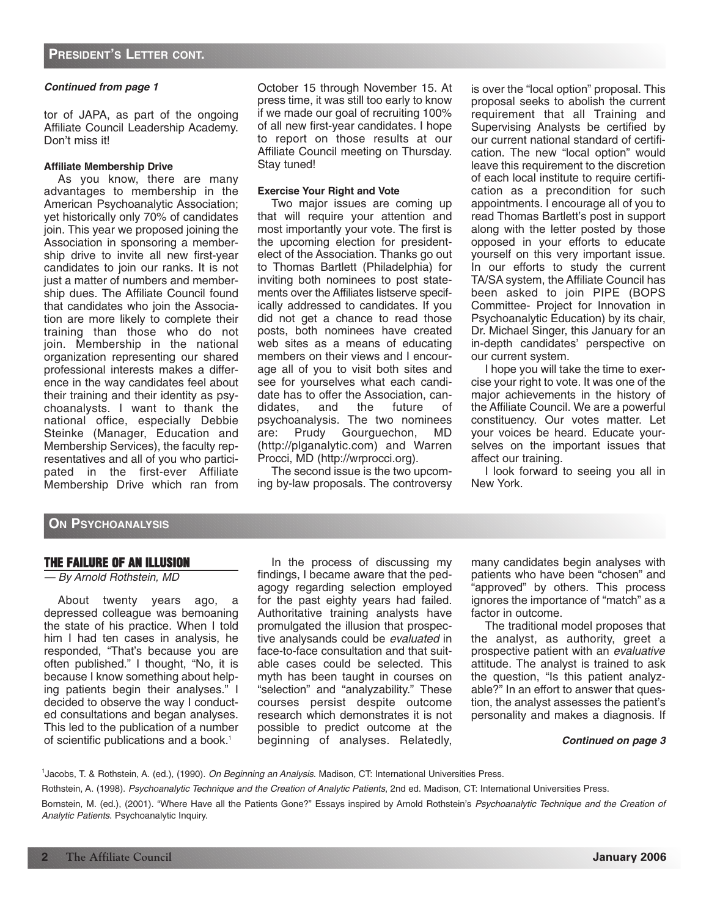## President's Letter cont.

***Continued from page 1***

tor of JAPA, as part of the ongoing Affiliate Council Leadership Academy. Don't miss it!

**Affiliate Membership Drive**

As you know, there are many advantages to membership in the American Psychoanalytic Association; yet historically only 70% of candidates join. This year we proposed joining the Association in sponsoring a membership drive to invite all new first-year candidates to join our ranks. It is not just a matter of numbers and membership dues. The Affiliate Council found that candidates who join the Association are more likely to complete their training than those who do not join. Membership in the national organization representing our shared professional interests makes a difference in the way candidates feel about their training and their identity as psychoanalysts. I want to thank the national office, especially Debbie Steinke (Manager, Education and Membership Services), the faculty representatives and all of you who participated in the first-ever Affiliate Membership Drive which ran from October 15 through November 15. At press time, it was still too early to know if we made our goal of recruiting 100% of all new first-year candidates. I hope to report on those results at our Affiliate Council meeting on Thursday. Stay tuned!

**Exercise Your Right and Vote**

Two major issues are coming up that will require your attention and most importantly your vote. The first is the upcoming election for president-elect of the Association. Thanks go out to Thomas Bartlett (Philadelphia) for inviting both nominees to post statements over the Affiliates listserve specifically addressed to candidates. If you did not get a chance to read those posts, both nominees have created web sites as a means of educating members on their views and I encourage all of you to visit both sites and see for yourselves what each candidate has to offer the Association, candidates, and the future of psychoanalysis. The two nominees are: Prudy Gourguechon, MD (http://plganalytic.com) and Warren Procci, MD (http://wrprocci.org).

The second issue is the two upcoming by-law proposals. The controversy is over the "local option" proposal. This proposal seeks to abolish the current requirement that all Training and Supervising Analysts be certified by our current national standard of certification. The new "local option" would leave this requirement to the discretion of each local institute to require certification as a precondition for such appointments. I encourage all of you to read Thomas Bartlett's post in support along with the letter posted by those opposed in your efforts to educate yourself on this very important issue. In our efforts to study the current TA/SA system, the Affiliate Council has been asked to join PIPE (BOPS Committee- Project for Innovation in Psychoanalytic Education) by its chair, Dr. Michael Singer, this January for an in-depth candidates' perspective on our current system.

I hope you will take the time to exercise your right to vote. It was one of the major achievements in the history of the Affiliate Council. We are a powerful constituency. Our votes matter. Let your voices be heard. Educate yourselves on the important issues that affect our training.

I look forward to seeing you all in New York.

## On Psychoanalysis

### THE FAILURE OF AN ILLUSION

*— By Arnold Rothstein, MD*

About twenty years ago, a depressed colleague was bemoaning the state of his practice. When I told him I had ten cases in analysis, he responded, "That's because you are often published." I thought, "No, it is because I know something about helping patients begin their analyses." I decided to observe the way I conducted consultations and began analyses. This led to the publication of a number of scientific publications and a book.[1]

In the process of discussing my findings, I became aware that the pedagogy regarding selection employed for the past eighty years had failed. Authoritative training analysts have promulgated the illusion that prospective analysands could be *evaluated* in face-to-face consultation and that suitable cases could be selected. This myth has been taught in courses on "selection" and "analyzability." These courses persist despite outcome research which demonstrates it is not possible to predict outcome at the beginning of analyses. Relatedly, many candidates begin analyses with patients who have been "chosen" and "approved" by others. This process ignores the importance of "match" as a factor in outcome.

The traditional model proposes that the analyst, as authority, greet a prospective patient with an *evaluative* attitude. The analyst is trained to ask the question, "Is this patient analyzable?" In an effort to answer that question, the analyst assesses the patient's personality and makes a diagnosis. If

***Continued on page 3***

[1] Jacobs, T. & Rothstein, A. (ed.), (1990). *On Beginning an Analysis.* Madison, CT: International Universities Press.

Rothstein, A. (1998). *Psychoanalytic Technique and the Creation of Analytic Patients*, 2nd ed. Madison, CT: International Universities Press.

Bornstein, M. (ed.), (2001). "Where Have all the Patients Gone?" Essays inspired by Arnold Rothstein's *Psychoanalytic Technique and the Creation of Analytic Patients.* Psychoanalytic Inquiry.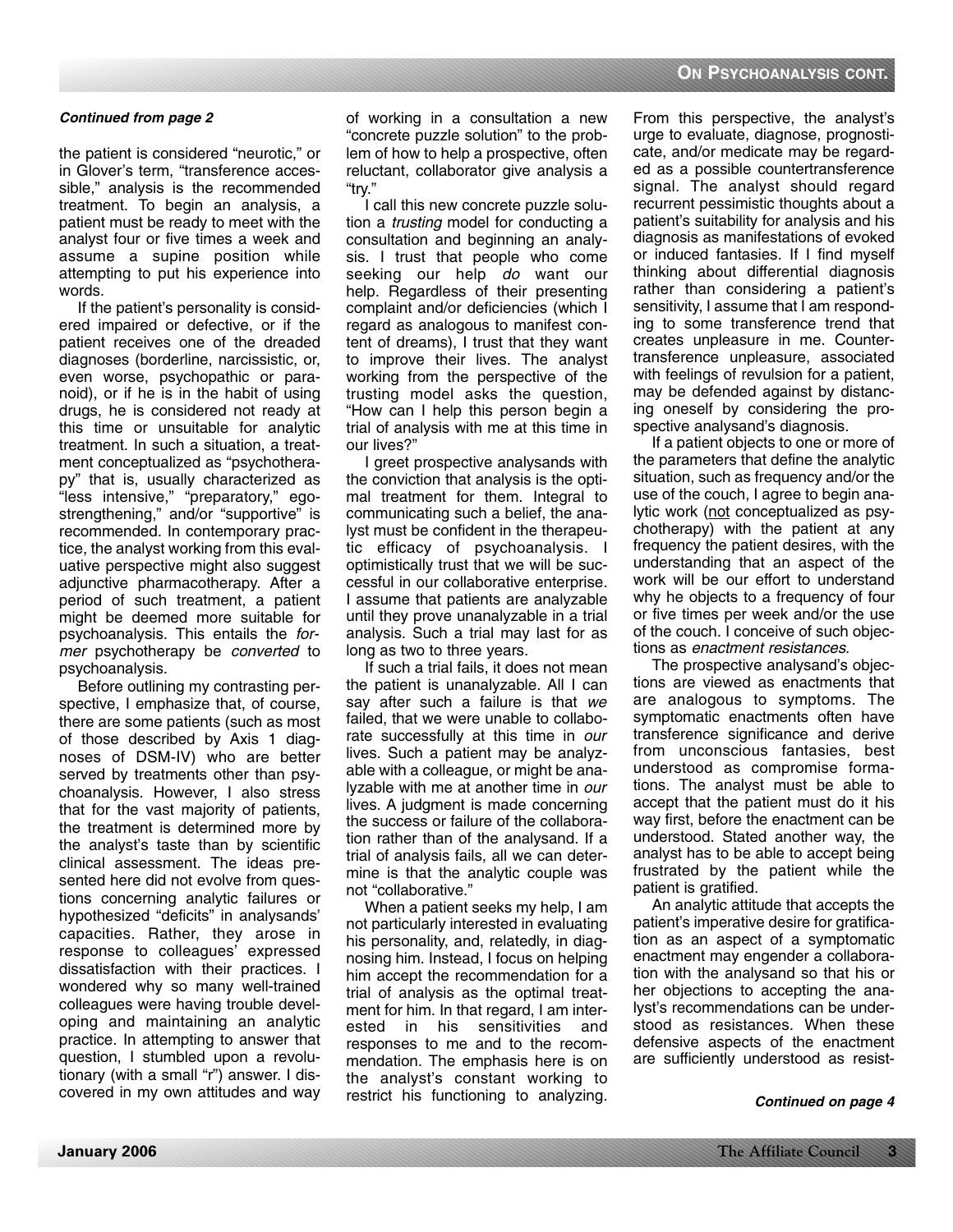*Continued from page 2*

the patient is considered "neurotic," or in Glover's term, "transference accessible," analysis is the recommended treatment. To begin an analysis, a patient must be ready to meet with the analyst four or five times a week and assume a supine position while attempting to put his experience into words.

If the patient's personality is considered impaired or defective, or if the patient receives one of the dreaded diagnoses (borderline, narcissistic, or, even worse, psychopathic or paranoid), or if he is in the habit of using drugs, he is considered not ready at this time or unsuitable for analytic treatment. In such a situation, a treatment conceptualized as "psychotherapy" that is, usually characterized as "less intensive," "preparatory," ego-strengthening," and/or "supportive" is recommended. In contemporary practice, the analyst working from this evaluative perspective might also suggest adjunctive pharmacotherapy. After a period of such treatment, a patient might be deemed more suitable for psychoanalysis. This entails the *former* psychotherapy be *converted* to psychoanalysis.

Before outlining my contrasting perspective, I emphasize that, of course, there are some patients (such as most of those described by Axis 1 diagnoses of DSM-IV) who are better served by treatments other than psychoanalysis. However, I also stress that for the vast majority of patients, the treatment is determined more by the analyst's taste than by scientific clinical assessment. The ideas presented here did not evolve from questions concerning analytic failures or hypothesized "deficits" in analysands' capacities. Rather, they arose in response to colleagues' expressed dissatisfaction with their practices. I wondered why so many well-trained colleagues were having trouble developing and maintaining an analytic practice. In attempting to answer that question, I stumbled upon a revolutionary (with a small "r") answer. I discovered in my own attitudes and way of working in a consultation a new "concrete puzzle solution" to the problem of how to help a prospective, often reluctant, collaborator give analysis a "try."

I call this new concrete puzzle solution a *trusting* model for conducting a consultation and beginning an analysis. I trust that people who come seeking our help *do* want our help. Regardless of their presenting complaint and/or deficiencies (which I regard as analogous to manifest content of dreams), I trust that they want to improve their lives. The analyst working from the perspective of the trusting model asks the question, "How can I help this person begin a trial of analysis with me at this time in our lives?"

I greet prospective analysands with the conviction that analysis is the optimal treatment for them. Integral to communicating such a belief, the analyst must be confident in the therapeutic efficacy of psychoanalysis. I optimistically trust that we will be successful in our collaborative enterprise. I assume that patients are analyzable until they prove unanalyzable in a trial analysis. Such a trial may last for as long as two to three years.

If such a trial fails, it does not mean the patient is unanalyzable. All I can say after such a failure is that *we* failed, that we were unable to collaborate successfully at this time in *our* lives. Such a patient may be analyzable with a colleague, or might be analyzable with me at another time in *our* lives. A judgment is made concerning the success or failure of the collaboration rather than of the analysand. If a trial of analysis fails, all we can determine is that the analytic couple was not "collaborative."

When a patient seeks my help, I am not particularly interested in evaluating his personality, and, relatedly, in diagnosing him. Instead, I focus on helping him accept the recommendation for a trial of analysis as the optimal treatment for him. In that regard, I am interested in his sensitivities and responses to me and to the recommendation. The emphasis here is on the analyst's constant working to restrict his functioning to analyzing. From this perspective, the analyst's urge to evaluate, diagnose, prognosticate, and/or medicate may be regarded as a possible countertransference signal. The analyst should regard recurrent pessimistic thoughts about a patient's suitability for analysis and his diagnosis as manifestations of evoked or induced fantasies. If I find myself thinking about differential diagnosis rather than considering a patient's sensitivity, I assume that I am responding to some transference trend that creates unpleasure in me. Countertransference unpleasure, associated with feelings of revulsion for a patient, may be defended against by distancing oneself by considering the prospective analysand's diagnosis.

If a patient objects to one or more of the parameters that define the analytic situation, such as frequency and/or the use of the couch, I agree to begin analytic work (<u>not</u> conceptualized as psychotherapy) with the patient at any frequency the patient desires, with the understanding that an aspect of the work will be our effort to understand why he objects to a frequency of four or five times per week and/or the use of the couch. I conceive of such objections as *enactment resistances*.

The prospective analysand's objections are viewed as enactments that are analogous to symptoms. The symptomatic enactments often have transference significance and derive from unconscious fantasies, best understood as compromise formations. The analyst must be able to accept that the patient must do it his way first, before the enactment can be understood. Stated another way, the analyst has to be able to accept being frustrated by the patient while the patient is gratified.

An analytic attitude that accepts the patient's imperative desire for gratification as an aspect of a symptomatic enactment may engender a collaboration with the analysand so that his or her objections to accepting the analyst's recommendations can be understood as resistances. When these defensive aspects of the enactment are sufficiently understood as resist-

*Continued on page 4*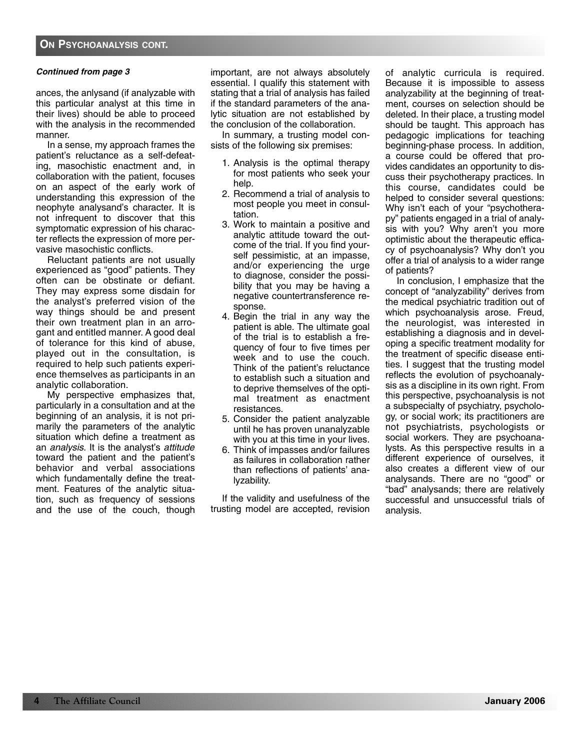## ON PSYCHOANALYSIS CONT.

***Continued from page 3***

ances, the anlysand (if analyzable with this particular analyst at this time in their lives) should be able to proceed with the analysis in the recommended manner.

In a sense, my approach frames the patient's reluctance as a self-defeating, masochistic enactment and, in collaboration with the patient, focuses on an aspect of the early work of understanding this expression of the neophyte analysand's character. It is not infrequent to discover that this symptomatic expression of his character reflects the expression of more pervasive masochistic conflicts.

Reluctant patients are not usually experienced as "good" patients. They often can be obstinate or defiant. They may express some disdain for the analyst's preferred vision of the way things should be and present their own treatment plan in an arrogant and entitled manner. A good deal of tolerance for this kind of abuse, played out in the consultation, is required to help such patients experience themselves as participants in an analytic collaboration.

My perspective emphasizes that, particularly in a consultation and at the beginning of an analysis, it is not primarily the parameters of the analytic situation which define a treatment as an *analysis*. It is the analyst's *attitude* toward the patient and the patient's behavior and verbal associations which fundamentally define the treatment. Features of the analytic situation, such as frequency of sessions and the use of the couch, though important, are not always absolutely essential. I qualify this statement with stating that a trial of analysis has failed if the standard parameters of the analytic situation are not established by the conclusion of the collaboration.

In summary, a trusting model consists of the following six premises:

1. Analysis is the optimal therapy for most patients who seek your help.
2. Recommend a trial of analysis to most people you meet in consultation.
3. Work to maintain a positive and analytic attitude toward the outcome of the trial. If you find yourself pessimistic, at an impasse, and/or experiencing the urge to diagnose, consider the possibility that you may be having a negative countertransference response.
4. Begin the trial in any way the patient is able. The ultimate goal of the trial is to establish a frequency of four to five times per week and to use the couch. Think of the patient's reluctance to establish such a situation and to deprive themselves of the optimal treatment as enactment resistances.
5. Consider the patient analyzable until he has proven unanalyzable with you at this time in your lives.
6. Think of impasses and/or failures as failures in collaboration rather than reflections of patients' analyzability.

If the validity and usefulness of the trusting model are accepted, revision of analytic curricula is required. Because it is impossible to assess analyzability at the beginning of treatment, courses on selection should be deleted. In their place, a trusting model should be taught. This approach has pedagogic implications for teaching beginning-phase process. In addition, a course could be offered that provides candidates an opportunity to discuss their psychotherapy practices. In this course, candidates could be helped to consider several questions: Why isn't each of your "psychotherapy" patients engaged in a trial of analysis with you? Why aren't you more optimistic about the therapeutic efficacy of psychoanalysis? Why don't you offer a trial of analysis to a wider range of patients?

In conclusion, I emphasize that the concept of "analyzability" derives from the medical psychiatric tradition out of which psychoanalysis arose. Freud, the neurologist, was interested in establishing a diagnosis and in developing a specific treatment modality for the treatment of specific disease entities. I suggest that the trusting model reflects the evolution of psychoanalysis as a discipline in its own right. From this perspective, psychoanalysis is not a subspecialty of psychiatry, psychology, or social work; its practitioners are not psychiatrists, psychologists or social workers. They are psychoanalysts. As this perspective results in a different experience of ourselves, it also creates a different view of our analysands. There are no "good" or "bad" analysands; there are relatively successful and unsuccessful trials of analysis.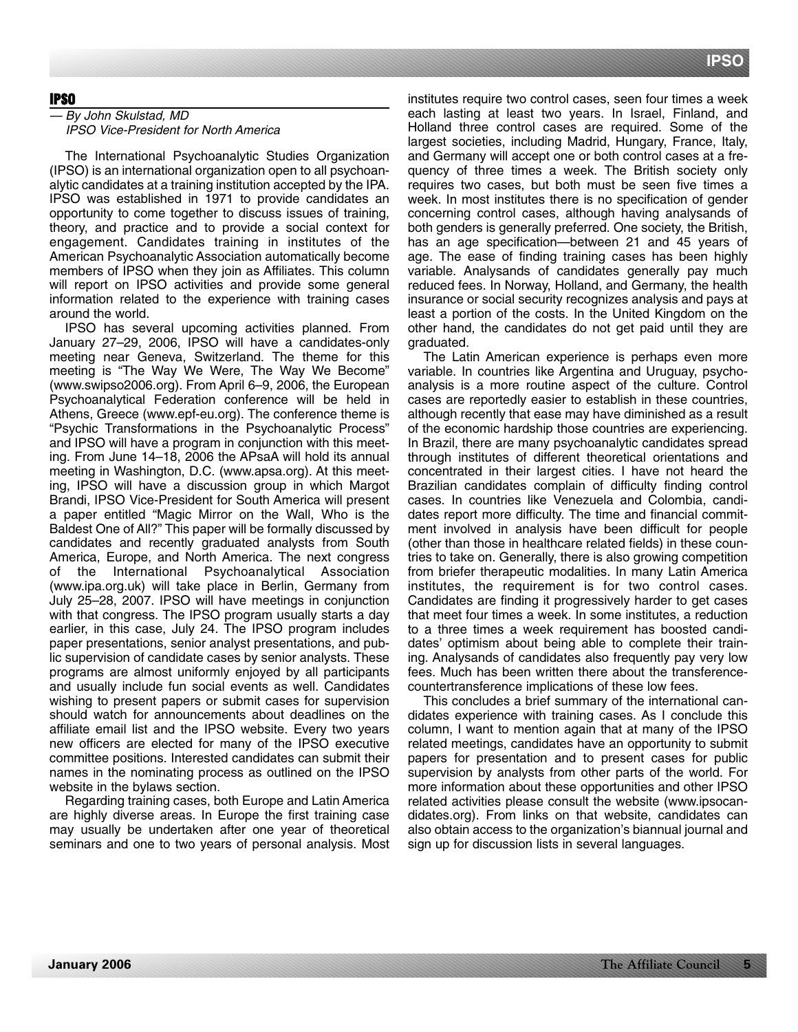## IPSO

*— By John Skulstad, MD*
*IPSO Vice-President for North America*

The International Psychoanalytic Studies Organization (IPSO) is an international organization open to all psychoanalytic candidates at a training institution accepted by the IPA. IPSO was established in 1971 to provide candidates an opportunity to come together to discuss issues of training, theory, and practice and to provide a social context for engagement. Candidates training in institutes of the American Psychoanalytic Association automatically become members of IPSO when they join as Affiliates. This column will report on IPSO activities and provide some general information related to the experience with training cases around the world.

IPSO has several upcoming activities planned. From January 27–29, 2006, IPSO will have a candidates-only meeting near Geneva, Switzerland. The theme for this meeting is "The Way We Were, The Way We Become" (www.swipso2006.org). From April 6–9, 2006, the European Psychoanalytical Federation conference will be held in Athens, Greece (www.epf-eu.org). The conference theme is "Psychic Transformations in the Psychoanalytic Process" and IPSO will have a program in conjunction with this meeting. From June 14–18, 2006 the APsaA will hold its annual meeting in Washington, D.C. (www.apsa.org). At this meeting, IPSO will have a discussion group in which Margot Brandi, IPSO Vice-President for South America will present a paper entitled "Magic Mirror on the Wall, Who is the Baldest One of All?" This paper will be formally discussed by candidates and recently graduated analysts from South America, Europe, and North America. The next congress of the International Psychoanalytical Association (www.ipa.org.uk) will take place in Berlin, Germany from July 25–28, 2007. IPSO will have meetings in conjunction with that congress. The IPSO program usually starts a day earlier, in this case, July 24. The IPSO program includes paper presentations, senior analyst presentations, and public supervision of candidate cases by senior analysts. These programs are almost uniformly enjoyed by all participants and usually include fun social events as well. Candidates wishing to present papers or submit cases for supervision should watch for announcements about deadlines on the affiliate email list and the IPSO website. Every two years new officers are elected for many of the IPSO executive committee positions. Interested candidates can submit their names in the nominating process as outlined on the IPSO website in the bylaws section.

Regarding training cases, both Europe and Latin America are highly diverse areas. In Europe the first training case may usually be undertaken after one year of theoretical seminars and one to two years of personal analysis. Most institutes require two control cases, seen four times a week each lasting at least two years. In Israel, Finland, and Holland three control cases are required. Some of the largest societies, including Madrid, Hungary, France, Italy, and Germany will accept one or both control cases at a frequency of three times a week. The British society only requires two cases, but both must be seen five times a week. In most institutes there is no specification of gender concerning control cases, although having analysands of both genders is generally preferred. One society, the British, has an age specification—between 21 and 45 years of age. The ease of finding training cases has been highly variable. Analysands of candidates generally pay much reduced fees. In Norway, Holland, and Germany, the health insurance or social security recognizes analysis and pays at least a portion of the costs. In the United Kingdom on the other hand, the candidates do not get paid until they are graduated.

The Latin American experience is perhaps even more variable. In countries like Argentina and Uruguay, psychoanalysis is a more routine aspect of the culture. Control cases are reportedly easier to establish in these countries, although recently that ease may have diminished as a result of the economic hardship those countries are experiencing. In Brazil, there are many psychoanalytic candidates spread through institutes of different theoretical orientations and concentrated in their largest cities. I have not heard the Brazilian candidates complain of difficulty finding control cases. In countries like Venezuela and Colombia, candidates report more difficulty. The time and financial commitment involved in analysis have been difficult for people (other than those in healthcare related fields) in these countries to take on. Generally, there is also growing competition from briefer therapeutic modalities. In many Latin America institutes, the requirement is for two control cases. Candidates are finding it progressively harder to get cases that meet four times a week. In some institutes, a reduction to a three times a week requirement has boosted candidates' optimism about being able to complete their training. Analysands of candidates also frequently pay very low fees. Much has been written there about the transference-countertransference implications of these low fees.

This concludes a brief summary of the international candidates experience with training cases. As I conclude this column, I want to mention again that at many of the IPSO related meetings, candidates have an opportunity to submit papers for presentation and to present cases for public supervision by analysts from other parts of the world. For more information about these opportunities and other IPSO related activities please consult the website (www.ipsocandidates.org). From links on that website, candidates can also obtain access to the organization's biannual journal and sign up for discussion lists in several languages.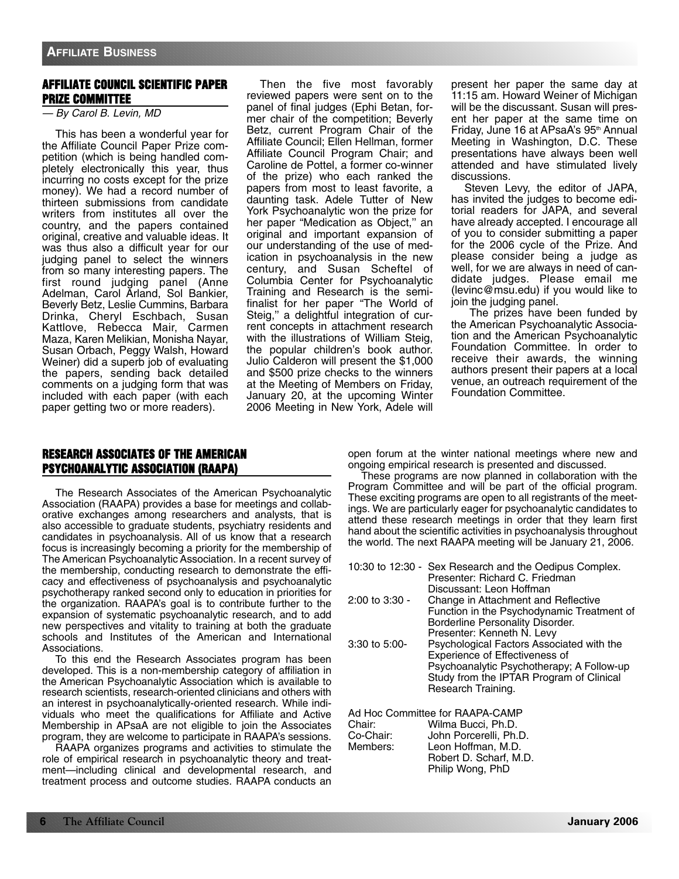## AFFILIATE COUNCIL SCIENTIFIC PAPER PRIZE COMMITTEE

*— By Carol B. Levin, MD*

This has been a wonderful year for the Affiliate Council Paper Prize competition (which is being handled completely electronically this year, thus incurring no costs except for the prize money). We had a record number of thirteen submissions from candidate writers from institutes all over the country, and the papers contained original, creative and valuable ideas. It was thus also a difficult year for our judging panel to select the winners from so many interesting papers. The first round judging panel (Anne Adelman, Carol Arland, Sol Bankier, Beverly Betz, Leslie Cummins, Barbara Drinka, Cheryl Eschbach, Susan Kattlove, Rebecca Mair, Carmen Maza, Karen Melikian, Monisha Nayar, Susan Orbach, Peggy Walsh, Howard Weiner) did a superb job of evaluating the papers, sending back detailed comments on a judging form that was included with each paper (with each paper getting two or more readers).

Then the five most favorably reviewed papers were sent on to the panel of final judges (Ephi Betan, former chair of the competition; Beverly Betz, current Program Chair of the Affiliate Council; Ellen Hellman, former Affiliate Council Program Chair; and Caroline de Pottel, a former co-winner of the prize) who each ranked the papers from most to least favorite, a daunting task. Adele Tutter of New York Psychoanalytic won the prize for her paper "Medication as Object," an original and important expansion of our understanding of the use of medication in psychoanalysis in the new century, and Susan Scheftel of Columbia Center for Psychoanalytic Training and Research is the semi-finalist for her paper "The World of Steig," a delightful integration of current concepts in attachment research with the illustrations of William Steig, the popular children's book author. Julio Calderon will present the $1,000 and $500 prize checks to the winners at the Meeting of Members on Friday, January 20, at the upcoming Winter 2006 Meeting in New York, Adele will present her paper the same day at 11:15 am. Howard Weiner of Michigan will be the discussant. Susan will present her paper at the same time on Friday, June 16 at APsaA's 95th Annual Meeting in Washington, D.C. These presentations have always been well attended and have stimulated lively discussions.

Steven Levy, the editor of JAPA, has invited the judges to become editorial readers for JAPA, and several have already accepted. I encourage all of you to consider submitting a paper for the 2006 cycle of the Prize. And please consider being a judge as well, for we are always in need of candidate judges. Please email me (levinc@msu.edu) if you would like to join the judging panel.

The prizes have been funded by the American Psychoanalytic Association and the American Psychoanalytic Foundation Committee. In order to receive their awards, the winning authors present their papers at a local venue, an outreach requirement of the Foundation Committee.

## RESEARCH ASSOCIATES OF THE AMERICAN PSYCHOANALYTIC ASSOCIATION (RAAPA)

The Research Associates of the American Psychoanalytic Association (RAAPA) provides a base for meetings and collaborative exchanges among researchers and analysts, that is also accessible to graduate students, psychiatry residents and candidates in psychoanalysis. All of us know that a research focus is increasingly becoming a priority for the membership of The American Psychoanalytic Association. In a recent survey of the membership, conducting research to demonstrate the efficacy and effectiveness of psychoanalysis and psychoanalytic psychotherapy ranked second only to education in priorities for the organization. RAAPA's goal is to contribute further to the expansion of systematic psychoanalytic research, and to add new perspectives and vitality to training at both the graduate schools and Institutes of the American and International Associations.

To this end the Research Associates program has been developed. This is a non-membership category of affiliation in the American Psychoanalytic Association which is available to research scientists, research-oriented clinicians and others with an interest in psychoanalytically-oriented research. While individuals who meet the qualifications for Affiliate and Active Membership in APsaA are not eligible to join the Associates program, they are welcome to participate in RAAPA's sessions.

RAAPA organizes programs and activities to stimulate the role of empirical research in psychoanalytic theory and treatment—including clinical and developmental research, and treatment process and outcome studies. RAAPA conducts an open forum at the winter national meetings where new and ongoing empirical research is presented and discussed.

These programs are now planned in collaboration with the Program Committee and will be part of the official program. These exciting programs are open to all registrants of the meetings. We are particularly eager for psychoanalytic candidates to attend these research meetings in order that they learn first hand about the scientific activities in psychoanalysis throughout the world. The next RAAPA meeting will be January 21, 2006.

| | |
|---|---|
| 10:30 to 12:30 - | Sex Research and the Oedipus Complex.<br>Presenter: Richard C. Friedman<br>Discussant: Leon Hoffman |
| 2:00 to 3:30 - | Change in Attachment and Reflective Function in the Psychodynamic Treatment of Borderline Personality Disorder.<br>Presenter: Kenneth N. Levy |
| 3:30 to 5:00- | Psychological Factors Associated with the Experience of Effectiveness of Psychoanalytic Psychotherapy; A Follow-up Study from the IPTAR Program of Clinical Research Training. |

Ad Hoc Committee for RAAPA-CAMP

| | |
|---|---|
| Chair: | Wilma Bucci, Ph.D. |
| Co-Chair: | John Porcerelli, Ph.D. |
| Members: | Leon Hoffman, M.D. |
| | Robert D. Scharf, M.D. |
| | Philip Wong, PhD |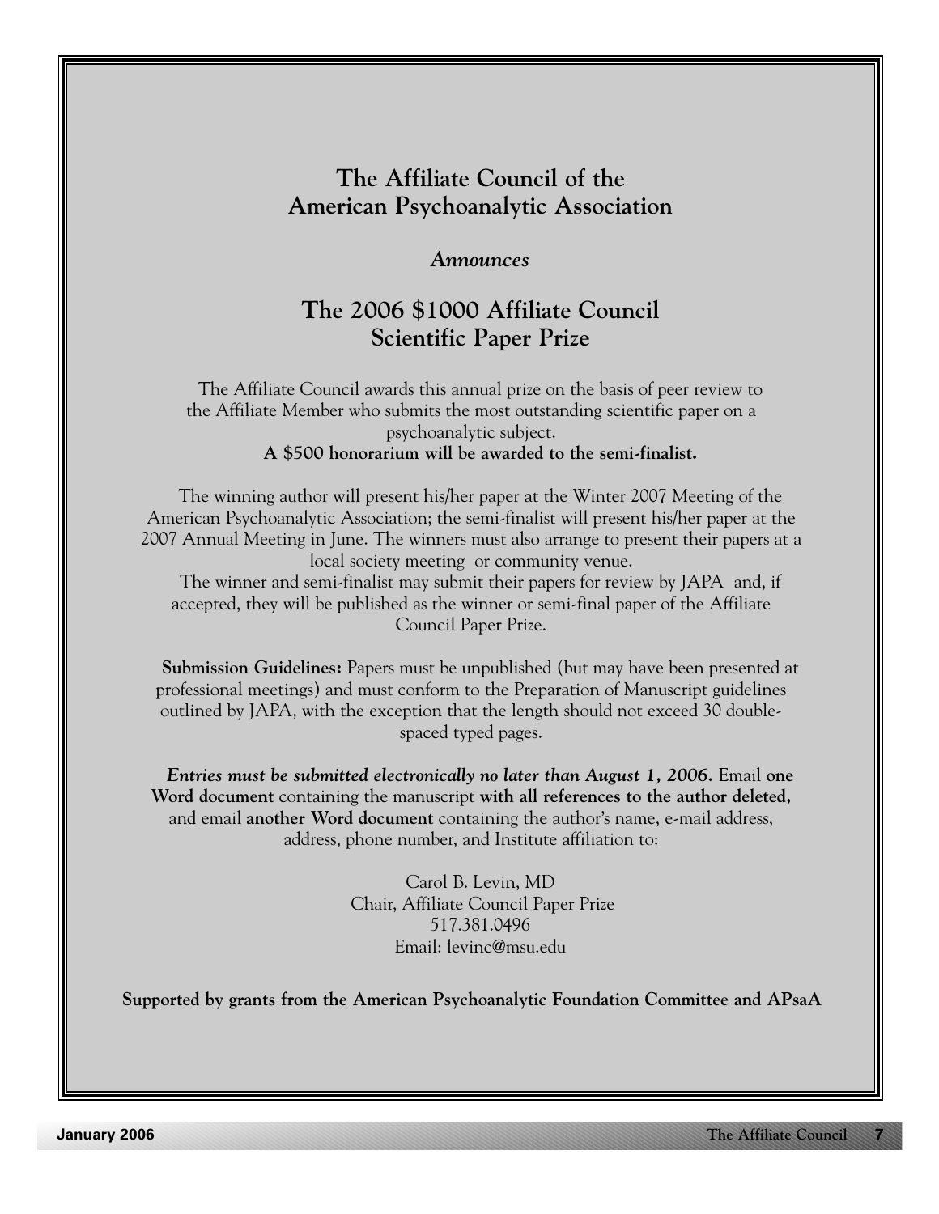# The Affiliate Council of the American Psychoanalytic Association

*Announces*

## The 2006 $1000 Affiliate Council Scientific Paper Prize

The Affiliate Council awards this annual prize on the basis of peer review to the Affiliate Member who submits the most outstanding scientific paper on a psychoanalytic subject.

**A $500 honorarium will be awarded to the semi-finalist.**

The winning author will present his/her paper at the Winter 2007 Meeting of the American Psychoanalytic Association; the semi-finalist will present his/her paper at the 2007 Annual Meeting in June. The winners must also arrange to present their papers at a local society meeting or community venue.

The winner and semi-finalist may submit their papers for review by JAPA and, if accepted, they will be published as the winner or semi-final paper of the Affiliate Council Paper Prize.

**Submission Guidelines:** Papers must be unpublished (but may have been presented at professional meetings) and must conform to the Preparation of Manuscript guidelines outlined by JAPA, with the exception that the length should not exceed 30 double-spaced typed pages.

***Entries must be submitted electronically no later than August 1, 2006.*** Email **one Word document** containing the manuscript **with all references to the author deleted,** and email **another Word document** containing the author's name, e-mail address, address, phone number, and Institute affiliation to:

Carol B. Levin, MD
Chair, Affiliate Council Paper Prize
517.381.0496
Email: levinc@msu.edu

**Supported by grants from the American Psychoanalytic Foundation Committee and APsaA**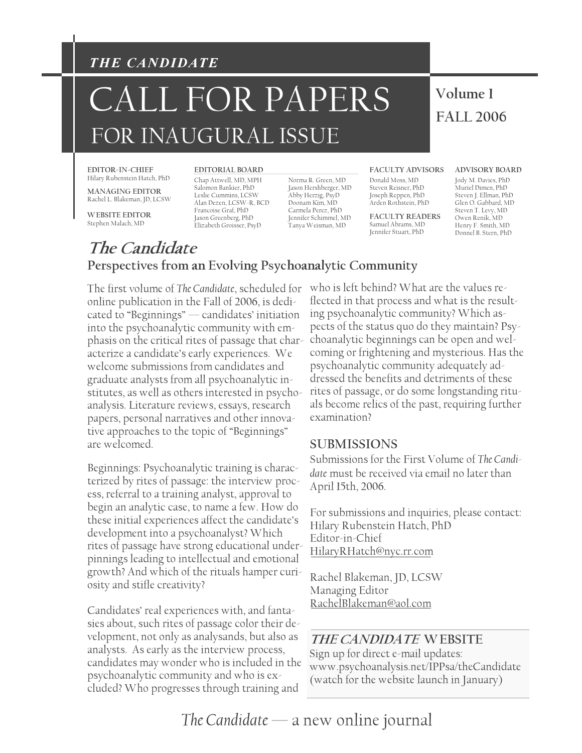***THE CANDIDATE***

# CALL FOR PAPERS

## FOR INAUGURAL ISSUE

**Volume 1**
**FALL 2006**

**EDITOR-IN-CHIEF**
Hilary Rubenstein Hatch, PhD

**MANAGING EDITOR**
Rachel L. Blakeman, JD, LCSW

**WEBSITE EDITOR**
Stephen Malach, MD

**EDITORIAL BOARD**
Chap Attwell, MD, MPH
Salomon Bankier, PhD
Leslie Cummins, LCSW
Alan Dezen, LCSW-R, BCD
Francoise Graf, PhD
Jason Greenberg, PhD
Elizabeth Groisser, PsyD
Norma R. Green, MD
Jason Hershberger, MD
Abby Herzig, PsyD
Doonam Kim, MD
Carmela Perez, PhD
Jennifer Schimmel, MD
Tanya Weisman, MD

**FACULTY ADVISORS**
Donald Moss, MD
Steven Reisner, PhD
Joseph Reppen, PhD
Arden Rothstein, PhD

**FACULTY READERS**
Samuel Abrams, MD
Jennifer Stuart, PhD

**ADVISORY BOARD**
Jody M. Davies, PhD
Muriel Dimen, PhD
Steven J. Ellman, PhD
Glen O. Gabbard, MD
Steven T. Levy, MD
Owen Renik, MD
Henry F. Smith, MD
Donnel B. Stern, PhD

## *The Candidate*

### Perspectives from an Evolving Psychoanalytic Community

The first volume of *The Candidate*, scheduled for online publication in the Fall of 2006, is dedicated to "Beginnings" — candidates' initiation into the psychoanalytic community with emphasis on the critical rites of passage that characterize a candidate's early experiences. We welcome submissions from candidates and graduate analysts from all psychoanalytic institutes, as well as others interested in psychoanalysis. Literature reviews, essays, research papers, personal narratives and other innovative approaches to the topic of "Beginnings" are welcomed.

Beginnings: Psychoanalytic training is characterized by rites of passage: the interview process, referral to a training analyst, approval to begin an analytic case, to name a few. How do these initial experiences affect the candidate's development into a psychoanalyst? Which rites of passage have strong educational underpinnings leading to intellectual and emotional growth? And which of the rituals hamper curiosity and stifle creativity?

Candidates' real experiences with, and fantasies about, such rites of passage color their development, not only as analysands, but also as analysts. As early as the interview process, candidates may wonder who is included in the psychoanalytic community and who is excluded? Who progresses through training and who is left behind? What are the values reflected in that process and what is the resulting psychoanalytic community? Which aspects of the status quo do they maintain? Psychoanalytic beginnings can be open and welcoming or frightening and mysterious. Has the psychoanalytic community adequately addressed the benefits and detriments of these rites of passage, or do some longstanding rituals become relics of the past, requiring further examination?

### SUBMISSIONS

Submissions for the First Volume of *The Candidate* must be received via email no later than April 15th, 2006.

For submissions and inquiries, please contact:
Hilary Rubenstein Hatch, PhD
Editor-in-Chief
HilaryRHatch@nyc.rr.com

Rachel Blakeman, JD, LCSW
Managing Editor
RachelBlakeman@aol.com

### *THE CANDIDATE* WEBSITE

Sign up for direct e-mail updates:
www.psychoanalysis.net/IPPsa/theCandidate
(watch for the website launch in January)

*The Candidate* — a new online journal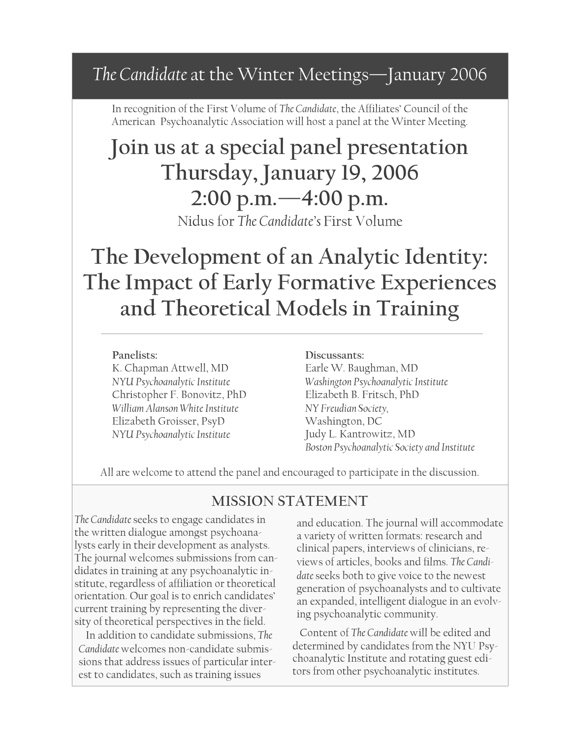# *The Candidate* at the Winter Meetings—January 2006

In recognition of the First Volume of *The Candidate*, the Affiliates' Council of the American Psychoanalytic Association will host a panel at the Winter Meeting.

## Join us at a special panel presentation
## Thursday, January 19, 2006
## 2:00 p.m.—4:00 p.m.

Nidus for *The Candidate's* First Volume

## The Development of an Analytic Identity: The Impact of Early Formative Experiences and Theoretical Models in Training

---

**Panelists:**
K. Chapman Attwell, MD
*NYU Psychoanalytic Institute*
Christopher F. Bonovitz, PhD
*William Alanson White Institute*
Elizabeth Groisser, PsyD
*NYU Psychoanalytic Institute*

**Discussants:**
Earle W. Baughman, MD
*Washington Psychoanalytic Institute*
Elizabeth B. Fritsch, PhD
*NY Freudian Society,*
Washington, DC
Judy L. Kantrowitz, MD
*Boston Psychoanalytic Society and Institute*

All are welcome to attend the panel and encouraged to participate in the discussion.

## MISSION STATEMENT

*The Candidate* seeks to engage candidates in the written dialogue amongst psychoanalysts early in their development as analysts. The journal welcomes submissions from candidates in training at any psychoanalytic institute, regardless of affiliation or theoretical orientation. Our goal is to enrich candidates' current training by representing the diversity of theoretical perspectives in the field.

In addition to candidate submissions, *The Candidate* welcomes non-candidate submissions that address issues of particular interest to candidates, such as training issues and education. The journal will accommodate a variety of written formats: research and clinical papers, interviews of clinicians, reviews of articles, books and films. *The Candidate* seeks both to give voice to the newest generation of psychoanalysts and to cultivate an expanded, intelligent dialogue in an evolving psychoanalytic community.

Content of *The Candidate* will be edited and determined by candidates from the NYU Psychoanalytic Institute and rotating guest editors from other psychoanalytic institutes.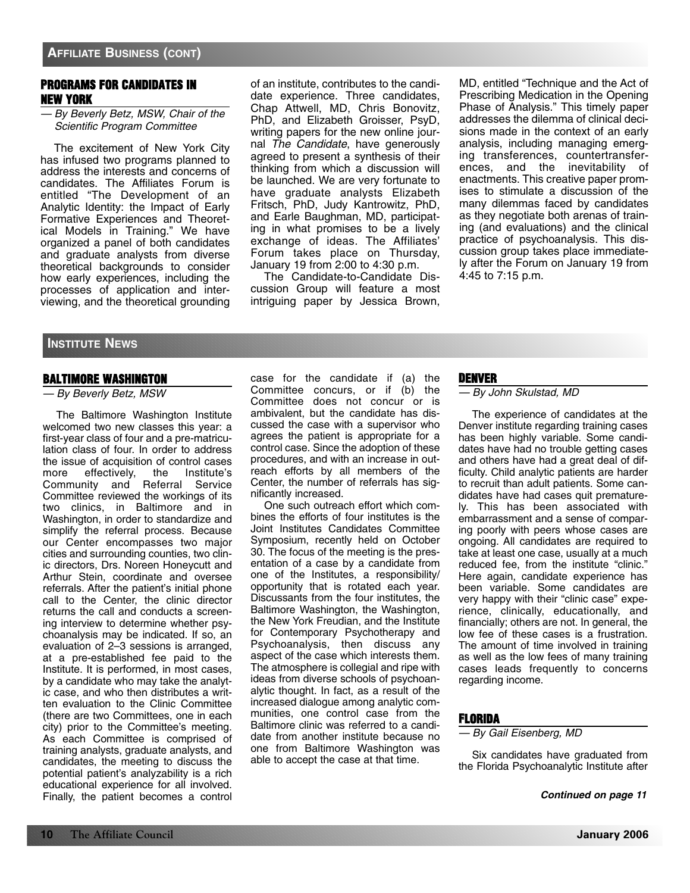## AFFILIATE BUSINESS (CONT)

### PROGRAMS FOR CANDIDATES IN NEW YORK

*— By Beverly Betz, MSW, Chair of the Scientific Program Committee*

The excitement of New York City has infused two programs planned to address the interests and concerns of candidates. The Affiliates Forum is entitled "The Development of an Analytic Identity: the Impact of Early Formative Experiences and Theoretical Models in Training." We have organized a panel of both candidates and graduate analysts from diverse theoretical backgrounds to consider how early experiences, including the processes of application and interviewing, and the theoretical grounding of an institute, contributes to the candidate experience. Three candidates, Chap Attwell, MD, Chris Bonovitz, PhD, and Elizabeth Groisser, PsyD, writing papers for the new online journal *The Candidate*, have generously agreed to present a synthesis of their thinking from which a discussion will be launched. We are very fortunate to have graduate analysts Elizabeth Fritsch, PhD, Judy Kantrowitz, PhD, and Earle Baughman, MD, participating in what promises to be a lively exchange of ideas. The Affiliates' Forum takes place on Thursday, January 19 from 2:00 to 4:30 p.m.

The Candidate-to-Candidate Discussion Group will feature a most intriguing paper by Jessica Brown, MD, entitled "Technique and the Act of Prescribing Medication in the Opening Phase of Analysis." This timely paper addresses the dilemma of clinical decisions made in the context of an early analysis, including managing emerging transferences, countertransferences, and the inevitability of enactments. This creative paper promises to stimulate a discussion of the many dilemmas faced by candidates as they negotiate both arenas of training (and evaluations) and the clinical practice of psychoanalysis. This discussion group takes place immediately after the Forum on January 19 from 4:45 to 7:15 p.m.

## INSTITUTE NEWS

### BALTIMORE WASHINGTON

*— By Beverly Betz, MSW*

The Baltimore Washington Institute welcomed two new classes this year: a first-year class of four and a pre-matriculation class of four. In order to address the issue of acquisition of control cases more effectively, the Institute's Community and Referral Service Committee reviewed the workings of its two clinics, in Baltimore and in Washington, in order to standardize and simplify the referral process. Because our Center encompasses two major cities and surrounding counties, two clinic directors, Drs. Noreen Honeycutt and Arthur Stein, coordinate and oversee referrals. After the patient's initial phone call to the Center, the clinic director returns the call and conducts a screening interview to determine whether psychoanalysis may be indicated. If so, an evaluation of 2–3 sessions is arranged, at a pre-established fee paid to the Institute. It is performed, in most cases, by a candidate who may take the analytic case, and who then distributes a written evaluation to the Clinic Committee (there are two Committees, one in each city) prior to the Committee's meeting. As each Committee is comprised of training analysts, graduate analysts, and candidates, the meeting to discuss the potential patient's analyzability is a rich educational experience for all involved. Finally, the patient becomes a control case for the candidate if (a) the Committee concurs, or if (b) the Committee does not concur or is ambivalent, but the candidate has discussed the case with a supervisor who agrees the patient is appropriate for a control case. Since the adoption of these procedures, and with an increase in outreach efforts by all members of the Center, the number of referrals has significantly increased.

One such outreach effort which combines the efforts of four institutes is the Joint Institutes Candidates Committee Symposium, recently held on October 30. The focus of the meeting is the presentation of a case by a candidate from one of the Institutes, a responsibility/opportunity that is rotated each year. Discussants from the four institutes, the Baltimore Washington, the Washington, the New York Freudian, and the Institute for Contemporary Psychotherapy and Psychoanalysis, then discuss any aspect of the case which interests them. The atmosphere is collegial and ripe with ideas from diverse schools of psychoanalytic thought. In fact, as a result of the increased dialogue among analytic communities, one control case from the Baltimore clinic was referred to a candidate from another institute because no one from Baltimore Washington was able to accept the case at that time.

### DENVER

*— By John Skulstad, MD*

The experience of candidates at the Denver institute regarding training cases has been highly variable. Some candidates have had no trouble getting cases and others have had a great deal of difficulty. Child analytic patients are harder to recruit than adult patients. Some candidates have had cases quit prematurely. This has been associated with embarrassment and a sense of comparing poorly with peers whose cases are ongoing. All candidates are required to take at least one case, usually at a much reduced fee, from the institute "clinic." Here again, candidate experience has been variable. Some candidates are very happy with their "clinic case" experience, clinically, educationally, and financially; others are not. In general, the low fee of these cases is a frustration. The amount of time involved in training as well as the low fees of many training cases leads frequently to concerns regarding income.

### FLORIDA

*— By Gail Eisenberg, MD*

Six candidates have graduated from the Florida Psychoanalytic Institute after

***Continued on page 11***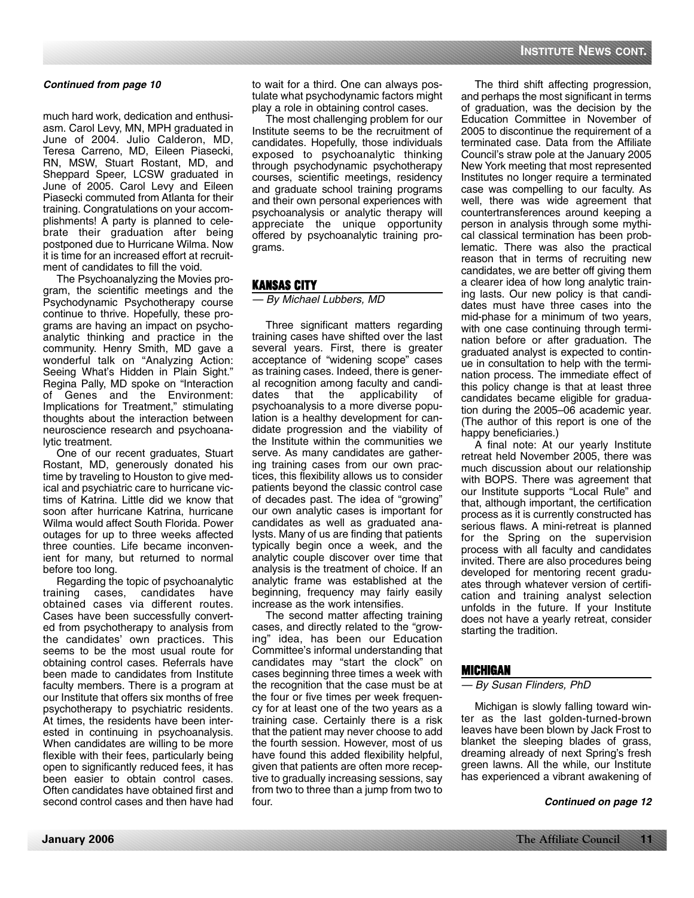*Continued from page 10*

much hard work, dedication and enthusiasm. Carol Levy, MN, MPH graduated in June of 2004. Julio Calderon, MD, Teresa Carreno, MD, Eileen Piasecki, RN, MSW, Stuart Rostant, MD, and Sheppard Speer, LCSW graduated in June of 2005. Carol Levy and Eileen Piasecki commuted from Atlanta for their training. Congratulations on your accomplishments! A party is planned to celebrate their graduation after being postponed due to Hurricane Wilma. Now it is time for an increased effort at recruitment of candidates to fill the void.

The Psychoanalyzing the Movies program, the scientific meetings and the Psychodynamic Psychotherapy course continue to thrive. Hopefully, these programs are having an impact on psychoanalytic thinking and practice in the community. Henry Smith, MD gave a wonderful talk on "Analyzing Action: Seeing What's Hidden in Plain Sight." Regina Pally, MD spoke on "Interaction of Genes and the Environment: Implications for Treatment," stimulating thoughts about the interaction between neuroscience research and psychoanalytic treatment.

One of our recent graduates, Stuart Rostant, MD, generously donated his time by traveling to Houston to give medical and psychiatric care to hurricane victims of Katrina. Little did we know that soon after hurricane Katrina, hurricane Wilma would affect South Florida. Power outages for up to three weeks affected three counties. Life became inconvenient for many, but returned to normal before too long.

Regarding the topic of psychoanalytic training cases, candidates have obtained cases via different routes. Cases have been successfully converted from psychotherapy to analysis from the candidates' own practices. This seems to be the most usual route for obtaining control cases. Referrals have been made to candidates from Institute faculty members. There is a program at our Institute that offers six months of free psychotherapy to psychiatric residents. At times, the residents have been interested in continuing in psychoanalysis. When candidates are willing to be more flexible with their fees, particularly being open to significantly reduced fees, it has been easier to obtain control cases. Often candidates have obtained first and second control cases and then have had to wait for a third. One can always postulate what psychodynamic factors might play a role in obtaining control cases.

The most challenging problem for our Institute seems to be the recruitment of candidates. Hopefully, those individuals exposed to psychoanalytic thinking through psychodynamic psychotherapy courses, scientific meetings, residency and graduate school training programs and their own personal experiences with psychoanalysis or analytic therapy will appreciate the unique opportunity offered by psychoanalytic training programs.

## KANSAS CITY

*— By Michael Lubbers, MD*

Three significant matters regarding training cases have shifted over the last several years. First, there is greater acceptance of "widening scope" cases as training cases. Indeed, there is general recognition among faculty and candidates that the applicability of psychoanalysis to a more diverse population is a healthy development for candidate progression and the viability of the Institute within the communities we serve. As many candidates are gathering training cases from our own practices, this flexibility allows us to consider patients beyond the classic control case of decades past. The idea of "growing" our own analytic cases is important for candidates as well as graduated analysts. Many of us are finding that patients typically begin once a week, and the analytic couple discover over time that analysis is the treatment of choice. If an analytic frame was established at the beginning, frequency may fairly easily increase as the work intensifies.

The second matter affecting training cases, and directly related to the "growing" idea, has been our Education Committee's informal understanding that candidates may "start the clock" on cases beginning three times a week with the recognition that the case must be at the four or five times per week frequency for at least one of the two years as a training case. Certainly there is a risk that the patient may never choose to add the fourth session. However, most of us have found this added flexibility helpful, given that patients are often more receptive to gradually increasing sessions, say from two to three than a jump from two to four.

The third shift affecting progression, and perhaps the most significant in terms of graduation, was the decision by the Education Committee in November of 2005 to discontinue the requirement of a terminated case. Data from the Affiliate Council's straw pole at the January 2005 New York meeting that most represented Institutes no longer require a terminated case was compelling to our faculty. As well, there was wide agreement that countertransferences around keeping a person in analysis through some mythical classical termination has been problematic. There was also the practical reason that in terms of recruiting new candidates, we are better off giving them a clearer idea of how long analytic training lasts. Our new policy is that candidates must have three cases into the mid-phase for a minimum of two years, with one case continuing through termination before or after graduation. The graduated analyst is expected to continue in consultation to help with the termination process. The immediate effect of this policy change is that at least three candidates became eligible for graduation during the 2005–06 academic year. (The author of this report is one of the happy beneficiaries.)

A final note: At our yearly Institute retreat held November 2005, there was much discussion about our relationship with BOPS. There was agreement that our Institute supports "Local Rule" and that, although important, the certification process as it is currently constructed has serious flaws. A mini-retreat is planned for the Spring on the supervision process with all faculty and candidates invited. There are also procedures being developed for mentoring recent graduates through whatever version of certification and training analyst selection unfolds in the future. If your Institute does not have a yearly retreat, consider starting the tradition.

## MICHIGAN

*— By Susan Flinders, PhD*

Michigan is slowly falling toward winter as the last golden-turned-brown leaves have been blown by Jack Frost to blanket the sleeping blades of grass, dreaming already of next Spring's fresh green lawns. All the while, our Institute has experienced a vibrant awakening of

*Continued on page 12*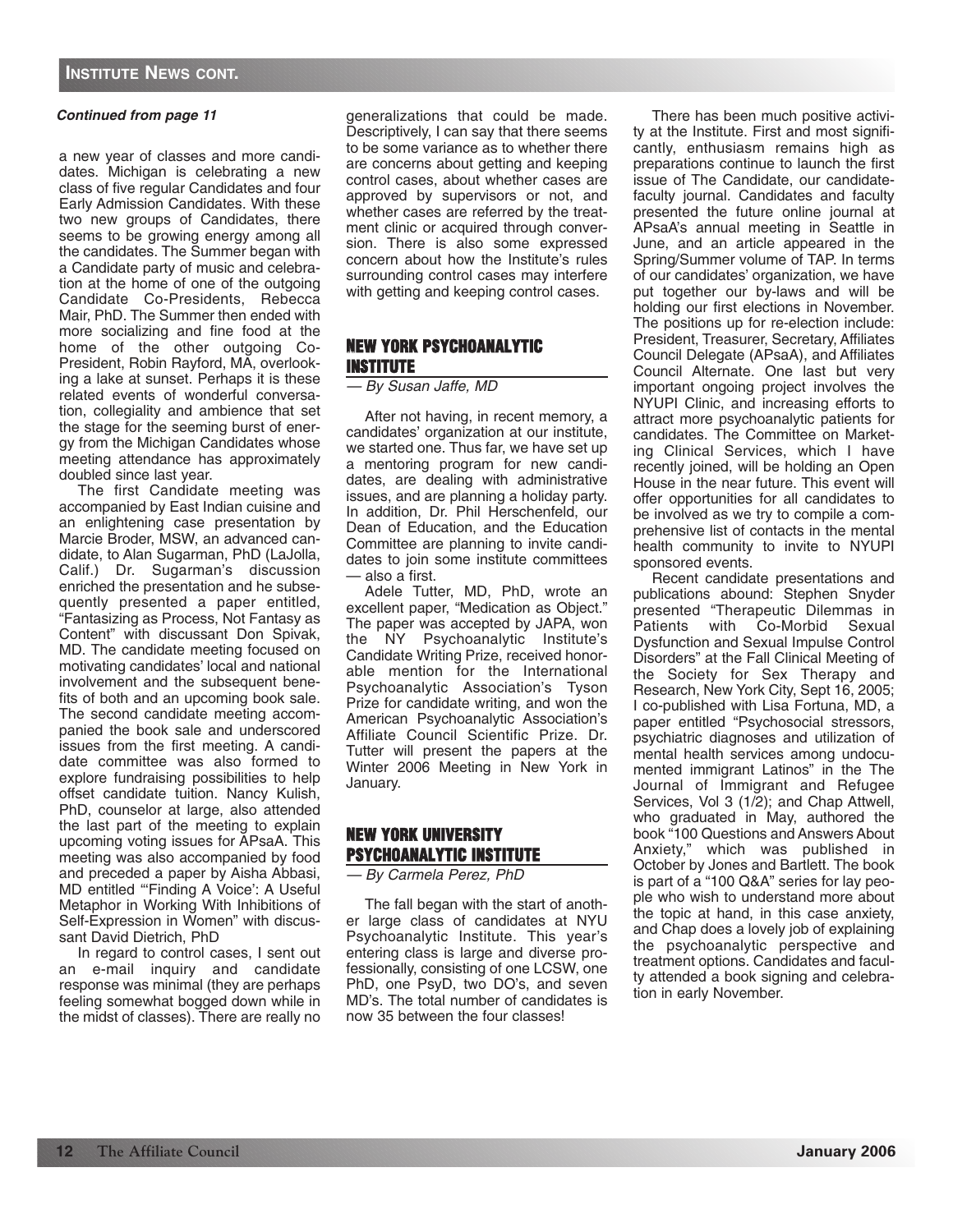*Continued from page 11*

a new year of classes and more candidates. Michigan is celebrating a new class of five regular Candidates and four Early Admission Candidates. With these two new groups of Candidates, there seems to be growing energy among all the candidates. The Summer began with a Candidate party of music and celebration at the home of one of the outgoing Candidate Co-Presidents, Rebecca Mair, PhD. The Summer then ended with more socializing and fine food at the home of the other outgoing Co-President, Robin Rayford, MA, overlooking a lake at sunset. Perhaps it is these related events of wonderful conversation, collegiality and ambience that set the stage for the seeming burst of energy from the Michigan Candidates whose meeting attendance has approximately doubled since last year.

The first Candidate meeting was accompanied by East Indian cuisine and an enlightening case presentation by Marcie Broder, MSW, an advanced candidate, to Alan Sugarman, PhD (LaJolla, Calif.) Dr. Sugarman's discussion enriched the presentation and he subsequently presented a paper entitled, "Fantasizing as Process, Not Fantasy as Content" with discussant Don Spivak, MD. The candidate meeting focused on motivating candidates' local and national involvement and the subsequent benefits of both and an upcoming book sale. The second candidate meeting accompanied the book sale and underscored issues from the first meeting. A candidate committee was also formed to explore fundraising possibilities to help offset candidate tuition. Nancy Kulish, PhD, counselor at large, also attended the last part of the meeting to explain upcoming voting issues for APsaA. This meeting was also accompanied by food and preceded a paper by Aisha Abbasi, MD entitled "'Finding A Voice': A Useful Metaphor in Working With Inhibitions of Self-Expression in Women" with discussant David Dietrich, PhD

In regard to control cases, I sent out an e-mail inquiry and candidate response was minimal (they are perhaps feeling somewhat bogged down while in the midst of classes). There are really no generalizations that could be made. Descriptively, I can say that there seems to be some variance as to whether there are concerns about getting and keeping control cases, about whether cases are approved by supervisors or not, and whether cases are referred by the treatment clinic or acquired through conversion. There is also some expressed concern about how the Institute's rules surrounding control cases may interfere with getting and keeping control cases.

## NEW YORK PSYCHOANALYTIC INSTITUTE

*— By Susan Jaffe, MD*

After not having, in recent memory, a candidates' organization at our institute, we started one. Thus far, we have set up a mentoring program for new candidates, are dealing with administrative issues, and are planning a holiday party. In addition, Dr. Phil Herschenfeld, our Dean of Education, and the Education Committee are planning to invite candidates to join some institute committees — also a first.

Adele Tutter, MD, PhD, wrote an excellent paper, "Medication as Object." The paper was accepted by JAPA, won the NY Psychoanalytic Institute's Candidate Writing Prize, received honorable mention for the International Psychoanalytic Association's Tyson Prize for candidate writing, and won the American Psychoanalytic Association's Affiliate Council Scientific Prize. Dr. Tutter will present the papers at the Winter 2006 Meeting in New York in January.

## NEW YORK UNIVERSITY PSYCHOANALYTIC INSTITUTE

*— By Carmela Perez, PhD*

The fall began with the start of another large class of candidates at NYU Psychoanalytic Institute. This year's entering class is large and diverse professionally, consisting of one LCSW, one PhD, one PsyD, two DO's, and seven MD's. The total number of candidates is now 35 between the four classes!

There has been much positive activity at the Institute. First and most significantly, enthusiasm remains high as preparations continue to launch the first issue of The Candidate, our candidate-faculty journal. Candidates and faculty presented the future online journal at APsaA's annual meeting in Seattle in June, and an article appeared in the Spring/Summer volume of TAP. In terms of our candidates' organization, we have put together our by-laws and will be holding our first elections in November. The positions up for re-election include: President, Treasurer, Secretary, Affiliates Council Delegate (APsaA), and Affiliates Council Alternate. One last but very important ongoing project involves the NYUPI Clinic, and increasing efforts to attract more psychoanalytic patients for candidates. The Committee on Marketing Clinical Services, which I have recently joined, will be holding an Open House in the near future. This event will offer opportunities for all candidates to be involved as we try to compile a comprehensive list of contacts in the mental health community to invite to NYUPI sponsored events.

Recent candidate presentations and publications abound: Stephen Snyder presented "Therapeutic Dilemmas in Patients with Co-Morbid Sexual Dysfunction and Sexual Impulse Control Disorders" at the Fall Clinical Meeting of the Society for Sex Therapy and Research, New York City, Sept 16, 2005; I co-published with Lisa Fortuna, MD, a paper entitled "Psychosocial stressors, psychiatric diagnoses and utilization of mental health services among undocumented immigrant Latinos" in the The Journal of Immigrant and Refugee Services, Vol 3 (1/2); and Chap Attwell, who graduated in May, authored the book "100 Questions and Answers About Anxiety," which was published in October by Jones and Bartlett. The book is part of a "100 Q&A" series for lay people who wish to understand more about the topic at hand, in this case anxiety, and Chap does a lovely job of explaining the psychoanalytic perspective and treatment options. Candidates and faculty attended a book signing and celebration in early November.